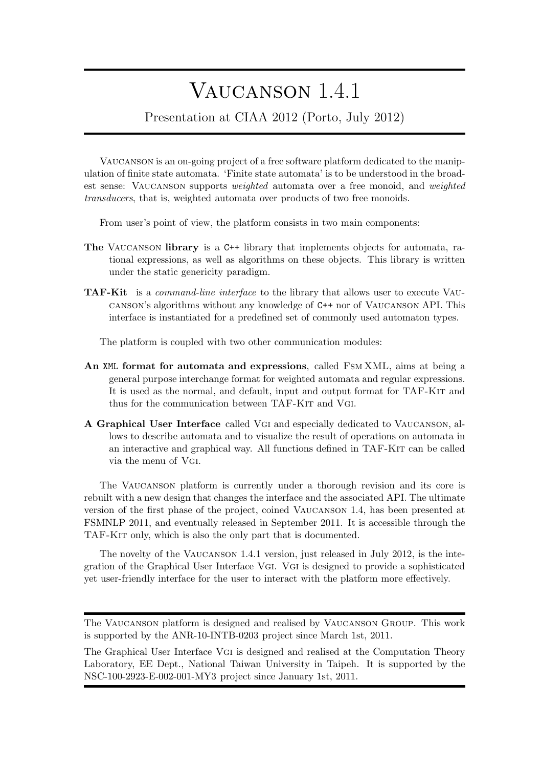# Vaucanson 1.4.1

Presentation at CIAA 2012 (Porto, July 2012)

---

Vaucanson is an on-going project of a free software platform dedicated to the manipulation of finite state automata. 'Finite state automata' is to be understood in the broadest sense: Vaucanson supports *weighted* automata over a free monoid, and *weighted transducers*, that is, weighted automata over products of two free monoids.

From user's point of view, the platform consists in two main components:

**The** Vaucanson **library** is a C++ library that implements objects for automata, rational expressions, as well as algorithms on these objects. This library is written under the static genericity paradigm.

**TAF-Kit** is a *command-line interface* to the library that allows user to execute Vaucanson's algorithms without any knowledge of C++ nor of Vaucanson API. This interface is instantiated for a predefined set of commonly used automaton types.

The platform is coupled with two other communication modules:

**An XML format for automata and expressions**, called Fsm XML, aims at being a general purpose interchange format for weighted automata and regular expressions. It is used as the normal, and default, input and output format for TAF-Kit and thus for the communication between TAF-Kit and Vgi.

**A Graphical User Interface** called Vgi and especially dedicated to Vaucanson, allows to describe automata and to visualize the result of operations on automata in an interactive and graphical way. All functions defined in TAF-Kit can be called via the menu of Vgi.

The Vaucanson platform is currently under a thorough revision and its core is rebuilt with a new design that changes the interface and the associated API. The ultimate version of the first phase of the project, coined Vaucanson 1.4, has been presented at FSMNLP 2011, and eventually released in September 2011. It is accessible through the TAF-Kit only, which is also the only part that is documented.

The novelty of the Vaucanson 1.4.1 version, just released in July 2012, is the integration of the Graphical User Interface Vgi. Vgi is designed to provide a sophisticated yet user-friendly interface for the user to interact with the platform more effectively.

---

The Vaucanson platform is designed and realised by Vaucanson Group. This work is supported by the ANR-10-INTB-0203 project since March 1st, 2011.

The Graphical User Interface Vgi is designed and realised at the Computation Theory Laboratory, EE Dept., National Taiwan University in Taipeh. It is supported by the NSC-100-2923-E-002-001-MY3 project since January 1st, 2011.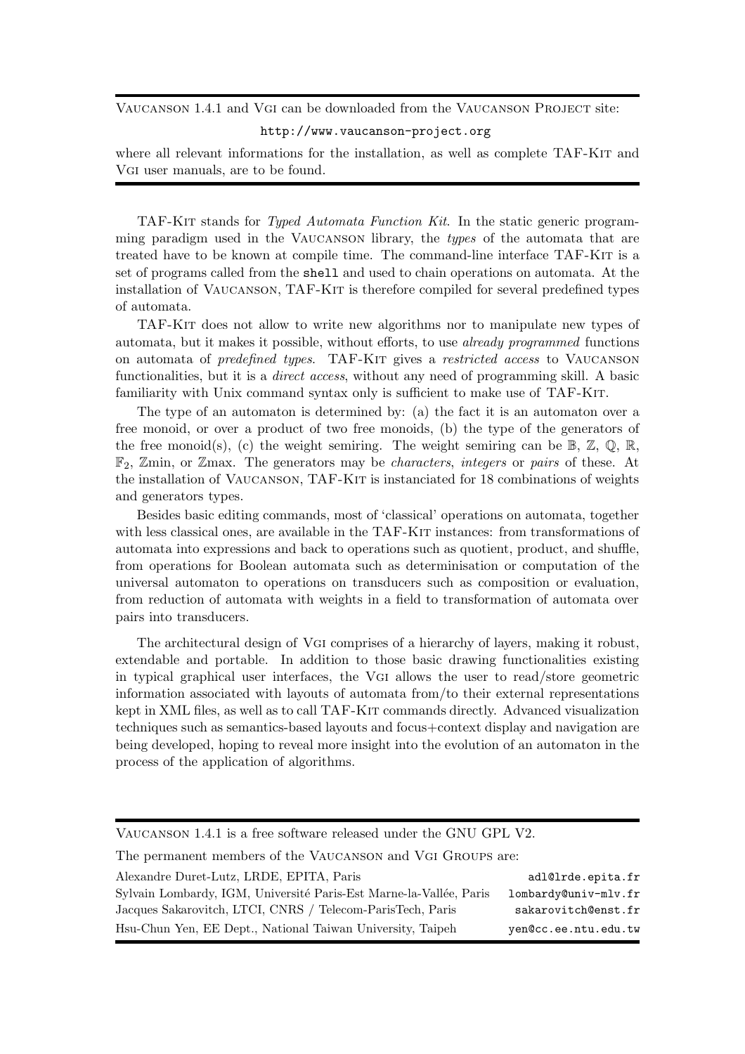Vaucanson 1.4.1 and Vgi can be downloaded from the Vaucanson Project site:

`http://www.vaucanson-project.org`

where all relevant informations for the installation, as well as complete TAF-Kit and Vgi user manuals, are to be found.

---

TAF-Kit stands for *Typed Automata Function Kit*. In the static generic programming paradigm used in the Vaucanson library, the *types* of the automata that are treated have to be known at compile time. The command-line interface TAF-Kit is a set of programs called from the `shell` and used to chain operations on automata. At the installation of Vaucanson, TAF-Kit is therefore compiled for several predefined types of automata.

TAF-Kit does not allow to write new algorithms nor to manipulate new types of automata, but it makes it possible, without efforts, to use *already programmed* functions on automata of *predefined types*. TAF-Kit gives a *restricted access* to Vaucanson functionalities, but it is a *direct access*, without any need of programming skill. A basic familiarity with Unix command syntax only is sufficient to make use of TAF-Kit.

The type of an automaton is determined by: (a) the fact it is an automaton over a free monoid, or over a product of two free monoids, (b) the type of the generators of the free monoid(s), (c) the weight semiring. The weight semiring can be $\mathbb{B}$, $\mathbb{Z}$, $\mathbb{Q}$, $\mathbb{R}$, $\mathbb{F}_2$, $\mathbb{Z}$min, or $\mathbb{Z}$max. The generators may be *characters*, *integers* or *pairs* of these. At the installation of Vaucanson, TAF-Kit is instanciated for 18 combinations of weights and generators types.

Besides basic editing commands, most of 'classical' operations on automata, together with less classical ones, are available in the TAF-Kit instances: from transformations of automata into expressions and back to operations such as quotient, product, and shuffle, from operations for Boolean automata such as determinisation or computation of the universal automaton to operations on transducers such as composition or evaluation, from reduction of automata with weights in a field to transformation of automata over pairs into transducers.

The architectural design of Vgi comprises of a hierarchy of layers, making it robust, extendable and portable. In addition to those basic drawing functionalities existing in typical graphical user interfaces, the Vgi allows the user to read/store geometric information associated with layouts of automata from/to their external representations kept in XML files, as well as to call TAF-Kit commands directly. Advanced visualization techniques such as semantics-based layouts and focus+context display and navigation are being developed, hoping to reveal more insight into the evolution of an automaton in the process of the application of algorithms.

---

Vaucanson 1.4.1 is a free software released under the GNU GPL V2.

The permanent members of the Vaucanson and Vgi Groups are:

| | |
|---|---|
| Alexandre Duret-Lutz, LRDE, EPITA, Paris | adl@lrde.epita.fr |
| Sylvain Lombardy, IGM, Université Paris-Est Marne-la-Vallée, Paris | lombardy@univ-mlv.fr |
| Jacques Sakarovitch, LTCI, CNRS / Telecom-ParisTech, Paris | sakarovitch@enst.fr |
| Hsu-Chun Yen, EE Dept., National Taiwan University, Taipeh | yen@cc.ee.ntu.edu.tw |